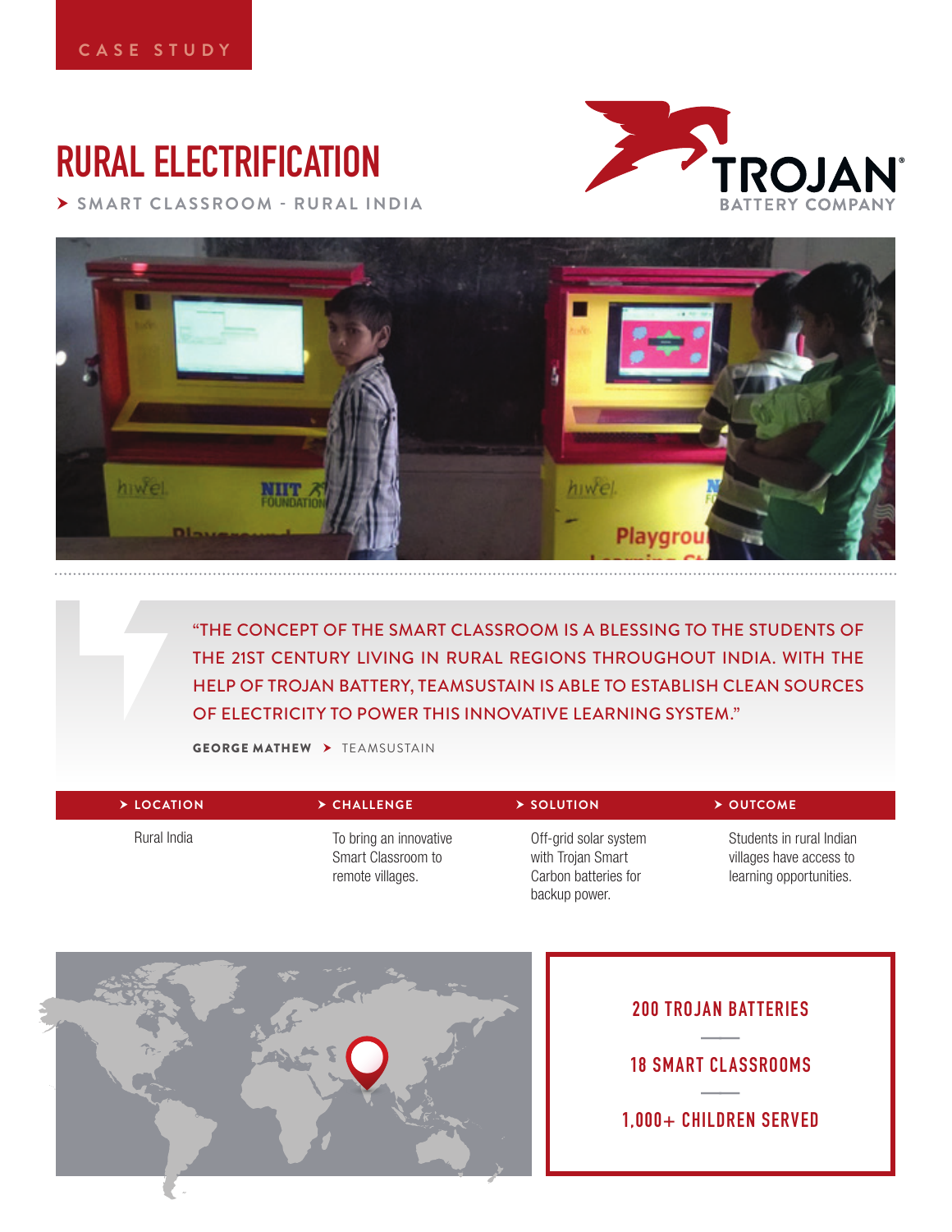CASE STUDY

# RURAL ELECTRIFICATION

> SMART CLASSROOM - RURAL INDIA

TROJAN BATTERY COMPANY

"THE CONCEPT OF THE SMART CLASSROOM IS A BLESSING TO THE STUDENTS OF THE 21ST CENTURY LIVING IN RURAL REGIONS THROUGHOUT INDIA. WITH THE HELP OF TROJAN BATTERY, TEAMSUSTAIN IS ABLE TO ESTABLISH CLEAN SOURCES OF ELECTRICITY TO POWER THIS INNOVATIVE LEARNING SYSTEM."

**GEORGE MATHEW** > TEAMSUSTAIN

| LOCATION | CHALLENGE | SOLUTION | OUTCOME |
| --- | --- | --- | --- |
| Rural India | To bring an innovative Smart Classroom to remote villages. | Off-grid solar system with Trojan Smart Carbon batteries for backup power. | Students in rural Indian villages have access to learning opportunities. |

**200 TROJAN BATTERIES**

**18 SMART CLASSROOMS**

**1,000+ CHILDREN SERVED**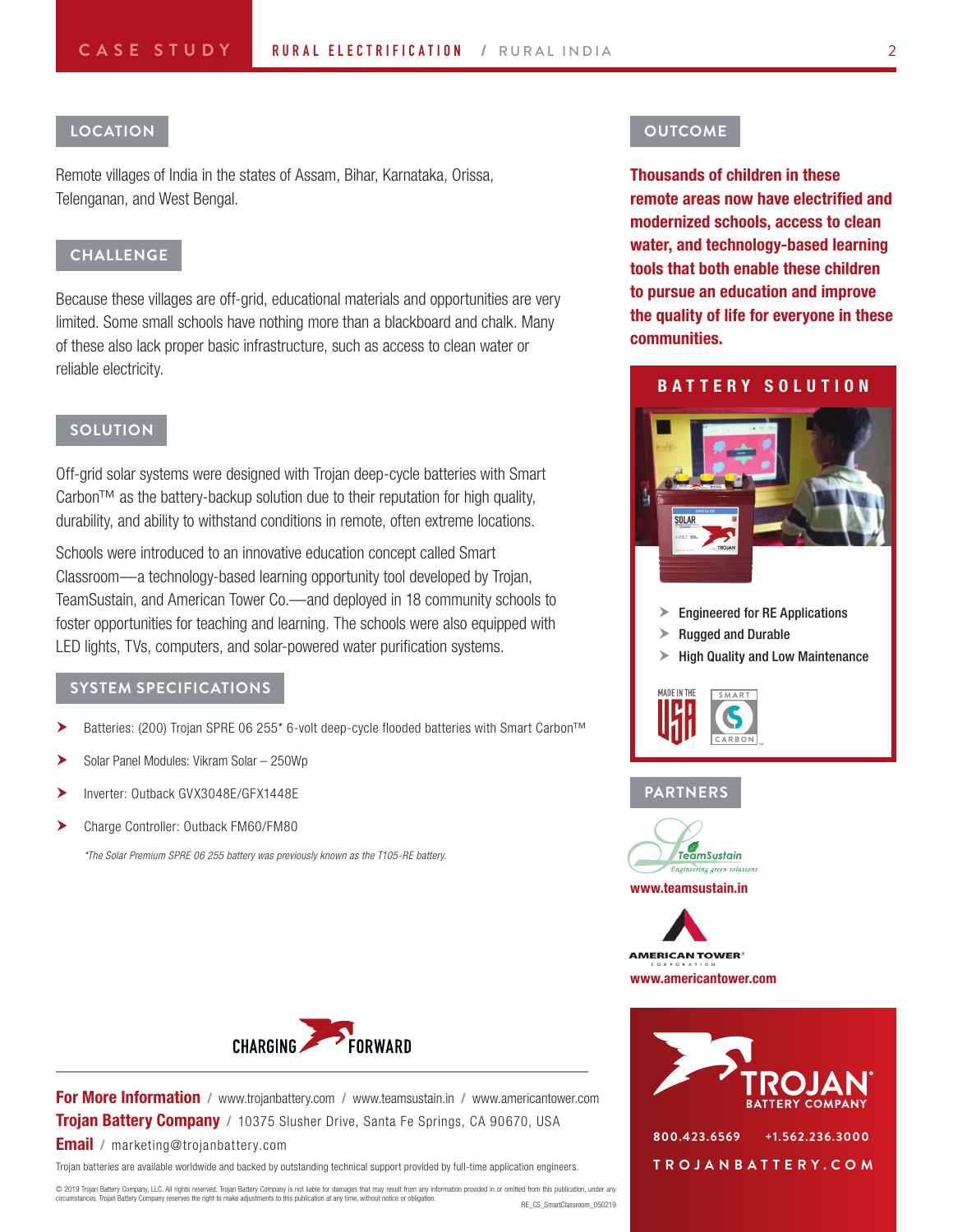## LOCATION

Remote villages of India in the states of Assam, Bihar, Karnataka, Orissa, Telenganan, and West Bengal.

## CHALLENGE

Because these villages are off-grid, educational materials and opportunities are very limited. Some small schools have nothing more than a blackboard and chalk. Many of these also lack proper basic infrastructure, such as access to clean water or reliable electricity.

## SOLUTION

Off-grid solar systems were designed with Trojan deep-cycle batteries with Smart Carbon™ as the battery-backup solution due to their reputation for high quality, durability, and ability to withstand conditions in remote, often extreme locations.

Schools were introduced to an innovative education concept called Smart Classroom—a technology-based learning opportunity tool developed by Trojan, TeamSustain, and American Tower Co.—and deployed in 18 community schools to foster opportunities for teaching and learning. The schools were also equipped with LED lights, TVs, computers, and solar-powered water purification systems.

## SYSTEM SPECIFICATIONS

- Batteries: (200) Trojan SPRE 06 255* 6-volt deep-cycle flooded batteries with Smart Carbon™
- Solar Panel Modules: Vikram Solar – 250Wp
- Inverter: Outback GVX3048E/GFX1448E
- Charge Controller: Outback FM60/FM80

*\*The Solar Premium SPRE 06 255 battery was previously known as the T105-RE battery.*

## OUTCOME

**Thousands of children in these remote areas now have electrified and modernized schools, access to clean water, and technology-based learning tools that both enable these children to pursue an education and improve the quality of life for everyone in these communities.**

## BATTERY SOLUTION

- Engineered for RE Applications
- Rugged and Durable
- High Quality and Low Maintenance

MADE IN THE USA

SMART CARBON™

## PARTNERS

TeamSustain — Engineering green solutions

**www.teamsustain.in**

AMERICAN TOWER® CORPORATION

**www.americantower.com**

CHARGING FORWARD

**For More Information** / www.trojanbattery.com / www.teamsustain.in / www.americantower.com

**Trojan Battery Company** / 10375 Slusher Drive, Santa Fe Springs, CA 90670, USA

**Email** / marketing@trojanbattery.com

Trojan batteries are available worldwide and backed by outstanding technical support provided by full-time application engineers.

© 2019 Trojan Battery Company, LLC. All rights reserved. Trojan Battery Company is not liable for damages that may result from any information provided in or omitted from this publication, under any circumstances. Trojan Battery Company reserves the right to make adjustments to this publication at any time, without notice or obligation.

RE_CS_SmartClassroom_050219

TROJAN BATTERY COMPANY

800.423.6569 +1.562.236.3000

TROJANBATTERY.COM